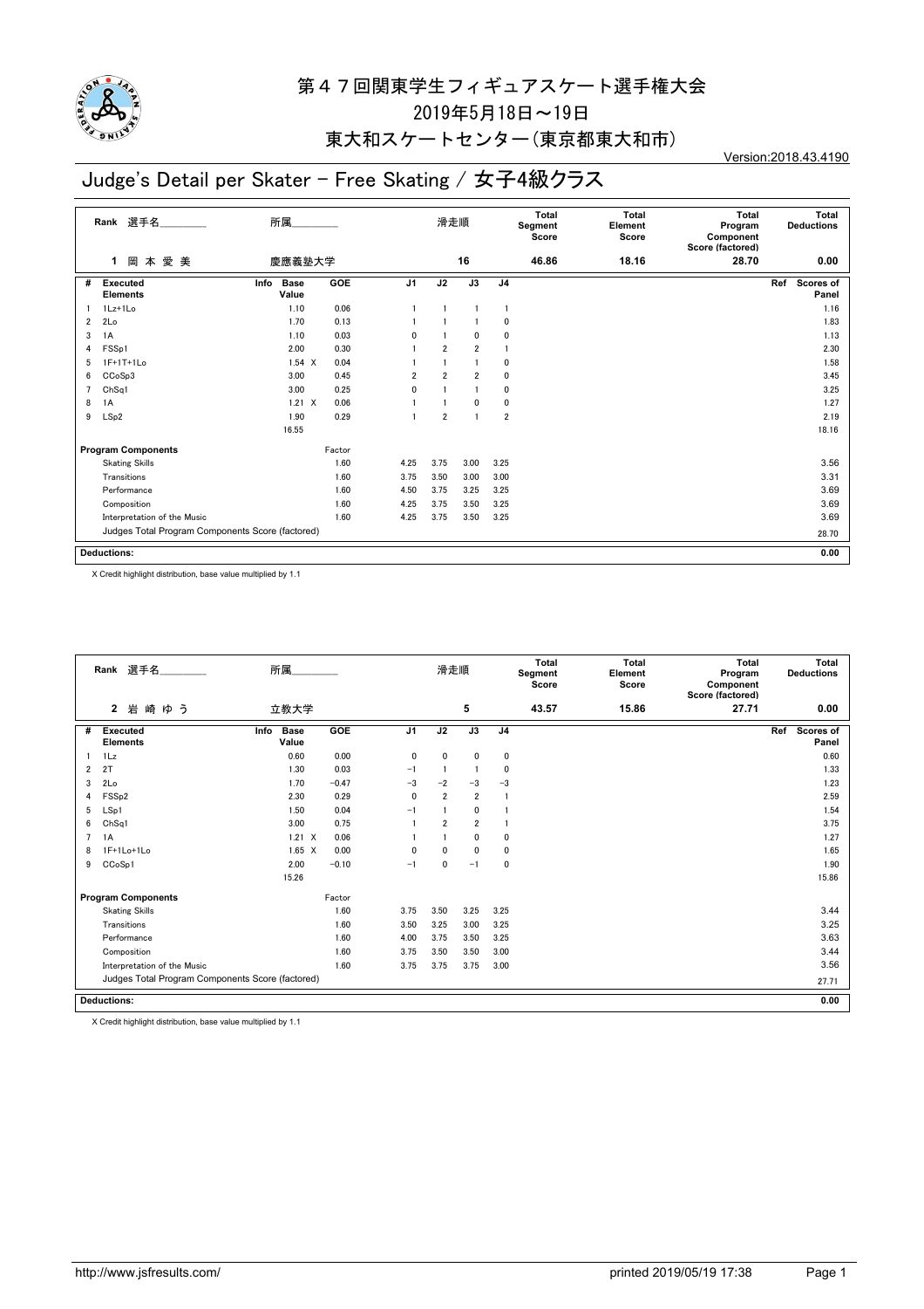# 第４７回関東学生フィギュアスケート選手権大会

2019年5月18日～19日

東大和スケートセンター（東京都東大和市）

Version:2018.43.4190

## Judge's Detail per Skater - Free Skating / 女子4級クラス

| Rank | 選手名 | 所属 | 滑走順 | Total Segment Score | Total Element Score | Total Program Component Score (factored) | Total Deductions |
|---|---|---|---|---|---|---|---|
| 1 | 岡 本 愛 美 | 慶應義塾大学 | 16 | 46.86 | 18.16 | 28.70 | 0.00 |

| # | Executed Elements | Info | Base Value | GOE | J1 | J2 | J3 | J4 | Ref | Scores of Panel |
|---|---|---|---|---|---|---|---|---|---|---|
| 1 | 1Lz+1Lo | | 1.10 | 0.06 | 1 | 1 | 1 | 1 | | 1.16 |
| 2 | 2Lo | | 1.70 | 0.13 | 1 | 1 | 1 | 0 | | 1.83 |
| 3 | 1A | | 1.10 | 0.03 | 0 | 1 | 0 | 0 | | 1.13 |
| 4 | FSSp1 | | 2.00 | 0.30 | 1 | 2 | 2 | 1 | | 2.30 |
| 5 | 1F+1T+1Lo | | 1.54 X | 0.04 | 1 | 1 | 1 | 0 | | 1.58 |
| 6 | CCoSp3 | | 3.00 | 0.45 | 2 | 2 | 2 | 0 | | 3.45 |
| 7 | ChSq1 | | 3.00 | 0.25 | 0 | 1 | 1 | 0 | | 3.25 |
| 8 | 1A | | 1.21 X | 0.06 | 1 | 1 | 0 | 0 | | 1.27 |
| 9 | LSp2 | | 1.90 | 0.29 | 1 | 2 | 1 | 2 | | 2.19 |
| | | | 16.55 | | | | | | | 18.16 |

| Program Components | Factor | J1 | J2 | J3 | J4 | Scores of Panel |
|---|---|---|---|---|---|---|
| Skating Skills | 1.60 | 4.25 | 3.75 | 3.00 | 3.25 | 3.56 |
| Transitions | 1.60 | 3.75 | 3.50 | 3.00 | 3.00 | 3.31 |
| Performance | 1.60 | 4.50 | 3.75 | 3.25 | 3.25 | 3.69 |
| Composition | 1.60 | 4.25 | 3.75 | 3.50 | 3.25 | 3.69 |
| Interpretation of the Music | 1.60 | 4.25 | 3.75 | 3.50 | 3.25 | 3.69 |
| Judges Total Program Components Score (factored) | | | | | | 28.70 |

**Deductions:** 0.00

X Credit highlight distribution, base value multiplied by 1.1

| Rank | 選手名 | 所属 | 滑走順 | Total Segment Score | Total Element Score | Total Program Component Score (factored) | Total Deductions |
|---|---|---|---|---|---|---|---|
| 2 | 岩 崎 ゆ う | 立教大学 | 5 | 43.57 | 15.86 | 27.71 | 0.00 |

| # | Executed Elements | Info | Base Value | GOE | J1 | J2 | J3 | J4 | Ref | Scores of Panel |
|---|---|---|---|---|---|---|---|---|---|---|
| 1 | 1Lz | | 0.60 | 0.00 | 0 | 0 | 0 | 0 | | 0.60 |
| 2 | 2T | | 1.30 | 0.03 | −1 | 1 | 1 | 0 | | 1.33 |
| 3 | 2Lo | | 1.70 | −0.47 | −3 | −2 | −3 | −3 | | 1.23 |
| 4 | FSSp2 | | 2.30 | 0.29 | 0 | 2 | 2 | 1 | | 2.59 |
| 5 | LSp1 | | 1.50 | 0.04 | −1 | 1 | 0 | 1 | | 1.54 |
| 6 | ChSq1 | | 3.00 | 0.75 | 1 | 2 | 2 | 1 | | 3.75 |
| 7 | 1A | | 1.21 X | 0.06 | 1 | 1 | 0 | 0 | | 1.27 |
| 8 | 1F+1Lo+1Lo | | 1.65 X | 0.00 | 0 | 0 | 0 | 0 | | 1.65 |
| 9 | CCoSp1 | | 2.00 | −0.10 | −1 | 0 | −1 | 0 | | 1.90 |
| | | | 15.26 | | | | | | | 15.86 |

| Program Components | Factor | J1 | J2 | J3 | J4 | Scores of Panel |
|---|---|---|---|---|---|---|
| Skating Skills | 1.60 | 3.75 | 3.50 | 3.25 | 3.25 | 3.44 |
| Transitions | 1.60 | 3.50 | 3.25 | 3.00 | 3.25 | 3.25 |
| Performance | 1.60 | 4.00 | 3.75 | 3.50 | 3.25 | 3.63 |
| Composition | 1.60 | 3.75 | 3.50 | 3.50 | 3.00 | 3.44 |
| Interpretation of the Music | 1.60 | 3.75 | 3.75 | 3.75 | 3.00 | 3.56 |
| Judges Total Program Components Score (factored) | | | | | | 27.71 |

**Deductions:** 0.00

X Credit highlight distribution, base value multiplied by 1.1

http://www.jsfresults.com/ printed 2019/05/19 17:38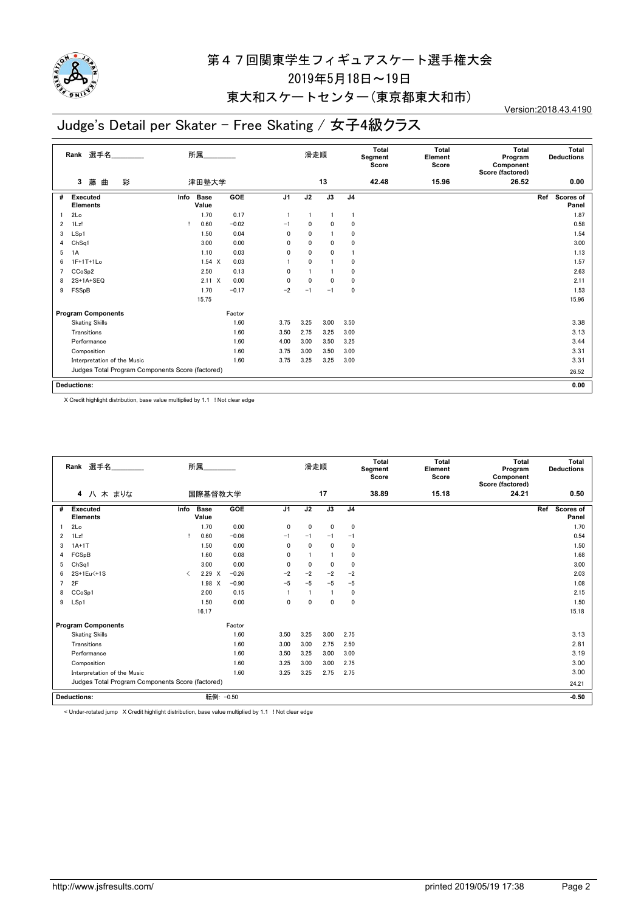# 第４７回関東学生フィギュアスケート選手権大会

2019年5月18日～19日

東大和スケートセンター（東京都東大和市）

Version:2018.43.4190

## Judge's Detail per Skater - Free Skating / 女子4級クラス

| Rank | 選手名 | 所属 | 滑走順 | Total Segment Score | Total Element Score | Total Program Component Score (factored) | Total Deductions |
|---|---|---|---|---|---|---|---|
| 3 | 藤　曲　　彩 | 津田塾大学 | 13 | 42.48 | 15.96 | 26.52 | 0.00 |

| # | Executed Elements | Info | Base Value | | GOE | J1 | J2 | J3 | J4 | Ref | Scores of Panel |
|---|---|---|---|---|---|---|---|---|---|---|---|
| 1 | 2Lo | | 1.70 | | 0.17 | 1 | 1 | 1 | 1 | | 1.87 |
| 2 | 1Lz! | ! | 0.60 | | -0.02 | -1 | 0 | 0 | 0 | | 0.58 |
| 3 | LSp1 | | 1.50 | | 0.04 | 0 | 0 | 1 | 0 | | 1.54 |
| 4 | ChSq1 | | 3.00 | | 0.00 | 0 | 0 | 0 | 0 | | 3.00 |
| 5 | 1A | | 1.10 | | 0.03 | 0 | 0 | 0 | 1 | | 1.13 |
| 6 | 1F+1T+1Lo | | 1.54 | X | 0.03 | 1 | 0 | 1 | 0 | | 1.57 |
| 7 | CCoSp2 | | 2.50 | | 0.13 | 0 | 1 | 1 | 0 | | 2.63 |
| 8 | 2S+1A+SEQ | | 2.11 | X | 0.00 | 0 | 0 | 0 | 0 | | 2.11 |
| 9 | FSSpB | | 1.70 | | -0.17 | -2 | -1 | -1 | 0 | | 1.53 |
| | | | 15.75 | | | | | | | | 15.96 |

| Program Components | Factor | J1 | J2 | J3 | J4 | Scores of Panel |
|---|---|---|---|---|---|---|
| Skating Skills | 1.60 | 3.75 | 3.25 | 3.00 | 3.50 | 3.38 |
| Transitions | 1.60 | 3.50 | 2.75 | 3.25 | 3.00 | 3.13 |
| Performance | 1.60 | 4.00 | 3.00 | 3.50 | 3.25 | 3.44 |
| Composition | 1.60 | 3.75 | 3.00 | 3.50 | 3.00 | 3.31 |
| Interpretation of the Music | 1.60 | 3.75 | 3.25 | 3.25 | 3.00 | 3.31 |
| Judges Total Program Components Score (factored) | | | | | | 26.52 |

**Deductions:** 0.00

X Credit highlight distribution, base value multiplied by 1.1　! Not clear edge

| Rank | 選手名 | 所属 | 滑走順 | Total Segment Score | Total Element Score | Total Program Component Score (factored) | Total Deductions |
|---|---|---|---|---|---|---|---|
| 4 | 八 木 まりな | 国際基督教大学 | 17 | 38.89 | 15.18 | 24.21 | 0.50 |

| # | Executed Elements | Info | Base Value | | GOE | J1 | J2 | J3 | J4 | Ref | Scores of Panel |
|---|---|---|---|---|---|---|---|---|---|---|---|
| 1 | 2Lo | | 1.70 | | 0.00 | 0 | 0 | 0 | 0 | | 1.70 |
| 2 | 1Lz! | ! | 0.60 | | -0.06 | -1 | -1 | -1 | -1 | | 0.54 |
| 3 | 1A+1T | | 1.50 | | 0.00 | 0 | 0 | 0 | 0 | | 1.50 |
| 4 | FCSpB | | 1.60 | | 0.08 | 0 | 1 | 1 | 0 | | 1.68 |
| 5 | ChSq1 | | 3.00 | | 0.00 | 0 | 0 | 0 | 0 | | 3.00 |
| 6 | 2S+1Eu<+1S | < | 2.29 | X | -0.26 | -2 | -2 | -2 | -2 | | 2.03 |
| 7 | 2F | | 1.98 | X | -0.90 | -5 | -5 | -5 | -5 | | 1.08 |
| 8 | CCoSp1 | | 2.00 | | 0.15 | 1 | 1 | 1 | 0 | | 2.15 |
| 9 | LSp1 | | 1.50 | | 0.00 | 0 | 0 | 0 | 0 | | 1.50 |
| | | | 16.17 | | | | | | | | 15.18 |

| Program Components | Factor | J1 | J2 | J3 | J4 | Scores of Panel |
|---|---|---|---|---|---|---|
| Skating Skills | 1.60 | 3.50 | 3.25 | 3.00 | 2.75 | 3.13 |
| Transitions | 1.60 | 3.00 | 3.00 | 2.75 | 2.50 | 2.81 |
| Performance | 1.60 | 3.50 | 3.25 | 3.00 | 3.00 | 3.19 |
| Composition | 1.60 | 3.25 | 3.00 | 3.00 | 2.75 | 3.00 |
| Interpretation of the Music | 1.60 | 3.25 | 3.25 | 2.75 | 2.75 | 3.00 |
| Judges Total Program Components Score (factored) | | | | | | 24.21 |

**Deductions:** 転倒: -0.50　　-0.50

< Under-rotated jump　X Credit highlight distribution, base value multiplied by 1.1　! Not clear edge

http://www.jsfresults.com/　　printed 2019/05/19 17:38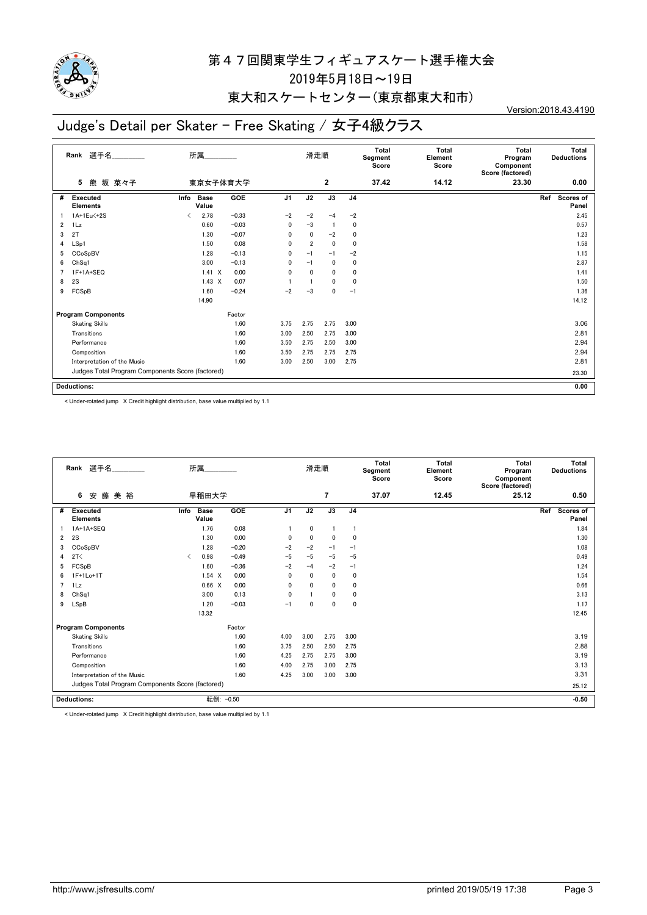# 第４７回関東学生フィギュアスケート選手権大会

2019年5月18日～19日

東大和スケートセンター（東京都東大和市）

Version:2018.43.4190

## Judge's Detail per Skater - Free Skating / 女子4級クラス

| Rank | 選手名 | 所属 | 滑走順 | Total Segment Score | Total Element Score | Total Program Component Score (factored) | Total Deductions |
|---|---|---|---|---|---|---|---|
| 5 | 熊 坂 菜々子 | 東京女子体育大学 | 2 | 37.42 | 14.12 | 23.30 | 0.00 |

| # | Executed Elements | Info | Base Value | GOE | J1 | J2 | J3 | J4 | Ref | Scores of Panel |
|---|---|---|---|---|---|---|---|---|---|---|
| 1 | 1A+1Eu<+2S | < | 2.78 | −0.33 | −2 | −2 | −4 | −2 | | 2.45 |
| 2 | 1Lz | | 0.60 | −0.03 | 0 | −3 | 1 | 0 | | 0.57 |
| 3 | 2T | | 1.30 | −0.07 | 0 | 0 | −2 | 0 | | 1.23 |
| 4 | LSp1 | | 1.50 | 0.08 | 0 | 2 | 0 | 0 | | 1.58 |
| 5 | CCoSpBV | | 1.28 | −0.13 | 0 | −1 | −1 | −2 | | 1.15 |
| 6 | ChSq1 | | 3.00 | −0.13 | 0 | −1 | 0 | 0 | | 2.87 |
| 7 | 1F+1A+SEQ | | 1.41 X | 0.00 | 0 | 0 | 0 | 0 | | 1.41 |
| 8 | 2S | | 1.43 X | 0.07 | 1 | 1 | 0 | 0 | | 1.50 |
| 9 | FCSpB | | 1.60 | −0.24 | −2 | −3 | 0 | −1 | | 1.36 |
| | | | 14.90 | | | | | | | 14.12 |

| Program Components | Factor | J1 | J2 | J3 | J4 | Scores of Panel |
|---|---|---|---|---|---|---|
| Skating Skills | 1.60 | 3.75 | 2.75 | 2.75 | 3.00 | 3.06 |
| Transitions | 1.60 | 3.00 | 2.50 | 2.75 | 3.00 | 2.81 |
| Performance | 1.60 | 3.50 | 2.75 | 2.50 | 3.00 | 2.94 |
| Composition | 1.60 | 3.50 | 2.75 | 2.75 | 2.75 | 2.94 |
| Interpretation of the Music | 1.60 | 3.00 | 2.50 | 3.00 | 2.75 | 2.81 |
| Judges Total Program Components Score (factored) | | | | | | 23.30 |

**Deductions:** 0.00

< Under-rotated jump X Credit highlight distribution, base value multiplied by 1.1

| Rank | 選手名 | 所属 | 滑走順 | Total Segment Score | Total Element Score | Total Program Component Score (factored) | Total Deductions |
|---|---|---|---|---|---|---|---|
| 6 | 安 藤 美 裕 | 早稲田大学 | 7 | 37.07 | 12.45 | 25.12 | 0.50 |

| # | Executed Elements | Info | Base Value | GOE | J1 | J2 | J3 | J4 | Ref | Scores of Panel |
|---|---|---|---|---|---|---|---|---|---|---|
| 1 | 1A+1A+SEQ | | 1.76 | 0.08 | 1 | 0 | 1 | 1 | | 1.84 |
| 2 | 2S | | 1.30 | 0.00 | 0 | 0 | 0 | 0 | | 1.30 |
| 3 | CCoSpBV | | 1.28 | −0.20 | −2 | −2 | −1 | −1 | | 1.08 |
| 4 | 2T< | < | 0.98 | −0.49 | −5 | −5 | −5 | −5 | | 0.49 |
| 5 | FCSpB | | 1.60 | −0.36 | −2 | −4 | −2 | −1 | | 1.24 |
| 6 | 1F+1Lo+1T | | 1.54 X | 0.00 | 0 | 0 | 0 | 0 | | 1.54 |
| 7 | 1Lz | | 0.66 X | 0.00 | 0 | 0 | 0 | 0 | | 0.66 |
| 8 | ChSq1 | | 3.00 | 0.13 | 0 | 1 | 0 | 0 | | 3.13 |
| 9 | LSpB | | 1.20 | −0.03 | −1 | 0 | 0 | 0 | | 1.17 |
| | | | 13.32 | | | | | | | 12.45 |

| Program Components | Factor | J1 | J2 | J3 | J4 | Scores of Panel |
|---|---|---|---|---|---|---|
| Skating Skills | 1.60 | 4.00 | 3.00 | 2.75 | 3.00 | 3.19 |
| Transitions | 1.60 | 3.75 | 2.50 | 2.50 | 2.75 | 2.88 |
| Performance | 1.60 | 4.25 | 2.75 | 2.75 | 3.00 | 3.19 |
| Composition | 1.60 | 4.00 | 2.75 | 3.00 | 2.75 | 3.13 |
| Interpretation of the Music | 1.60 | 4.25 | 3.00 | 3.00 | 3.00 | 3.31 |
| Judges Total Program Components Score (factored) | | | | | | 25.12 |

**Deductions:** 転倒: −0.50 　 −0.50

< Under-rotated jump X Credit highlight distribution, base value multiplied by 1.1

http://www.jsfresults.com/ printed 2019/05/19 17:38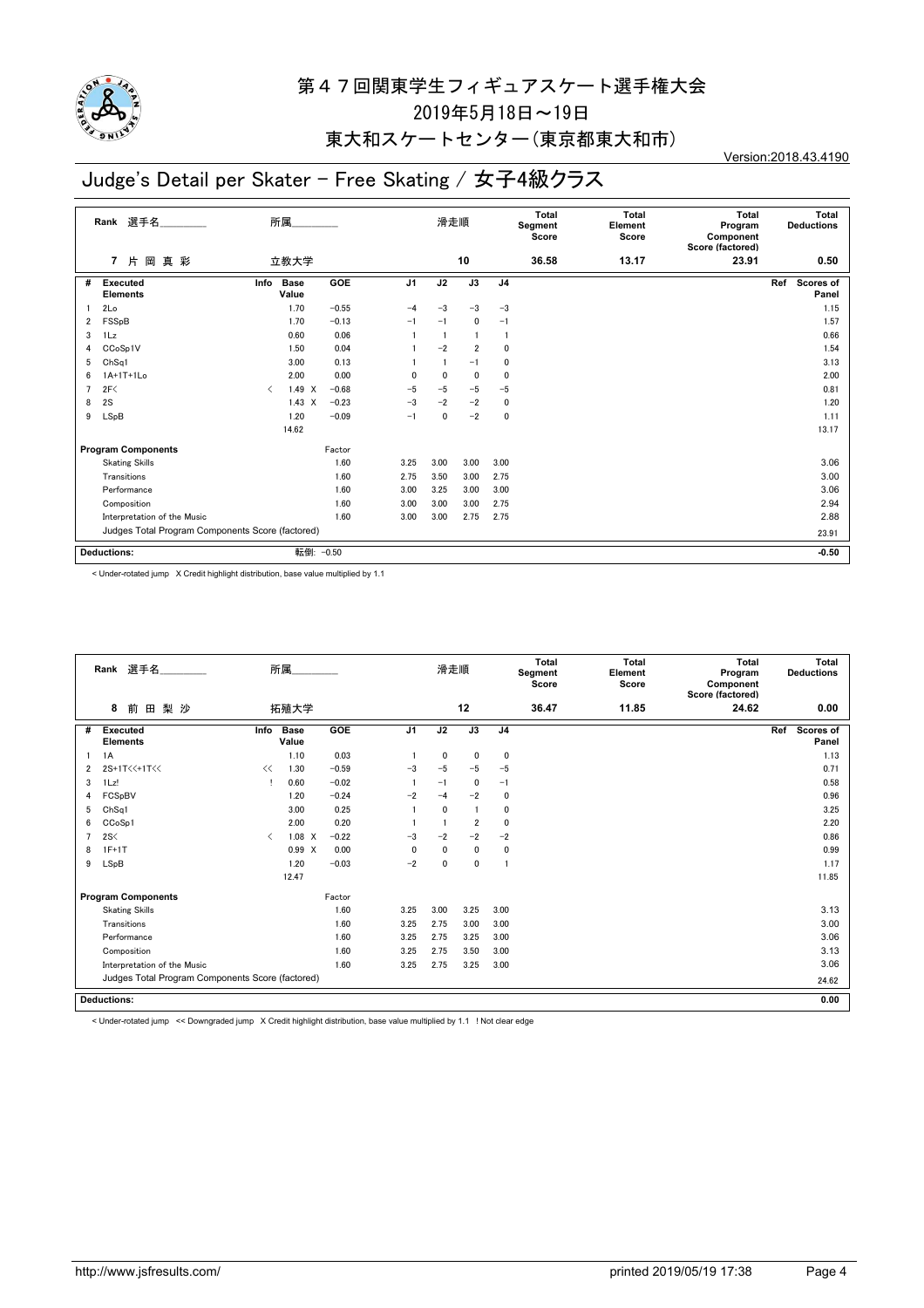# 第４７回関東学生フィギュアスケート選手権大会

2019年5月18日～19日

東大和スケートセンター(東京都東大和市)

Version:2018.43.4190

## Judge's Detail per Skater - Free Skating / 女子4級クラス

| Rank | 選手名 | 所属 | 滑走順 | Total Segment Score | Total Element Score | Total Program Component Score (factored) | Total Deductions |
|---|---|---|---|---|---|---|---|
| 7 | 片 岡 真 彩 | 立教大学 | 10 | 36.58 | 13.17 | 23.91 | 0.50 |

| # | Executed Elements | Info | Base Value | | GOE | J1 | J2 | J3 | J4 | Ref | Scores of Panel |
|---|---|---|---|---|---|---|---|---|---|---|---|
| 1 | 2Lo | | 1.70 | | -0.55 | -4 | -3 | -3 | -3 | | 1.15 |
| 2 | FSSpB | | 1.70 | | -0.13 | -1 | -1 | 0 | -1 | | 1.57 |
| 3 | 1Lz | | 0.60 | | 0.06 | 1 | 1 | 1 | 1 | | 0.66 |
| 4 | CCoSp1V | | 1.50 | | 0.04 | 1 | -2 | 2 | 0 | | 1.54 |
| 5 | ChSq1 | | 3.00 | | 0.13 | 1 | 1 | -1 | 0 | | 3.13 |
| 6 | 1A+1T+1Lo | | 2.00 | | 0.00 | 0 | 0 | 0 | 0 | | 2.00 |
| 7 | 2F< | < | 1.49 | X | -0.68 | -5 | -5 | -5 | -5 | | 0.81 |
| 8 | 2S | | 1.43 | X | -0.23 | -3 | -2 | -2 | 0 | | 1.20 |
| 9 | LSpB | | 1.20 | | -0.09 | -1 | 0 | -2 | 0 | | 1.11 |
| | | | 14.62 | | | | | | | | 13.17 |
| | **Program Components** | | | | Factor | | | | | | |
| | Skating Skills | | | | 1.60 | 3.25 | 3.00 | 3.00 | 3.00 | | 3.06 |
| | Transitions | | | | 1.60 | 2.75 | 3.50 | 3.00 | 2.75 | | 3.00 |
| | Performance | | | | 1.60 | 3.00 | 3.25 | 3.00 | 3.00 | | 3.06 |
| | Composition | | | | 1.60 | 3.00 | 3.00 | 3.00 | 2.75 | | 2.94 |
| | Interpretation of the Music | | | | 1.60 | 3.00 | 3.00 | 2.75 | 2.75 | | 2.88 |
| | Judges Total Program Components Score (factored) | | | | | | | | | | 23.91 |
| | **Deductions:** | | | | 転倒: -0.50 | | | | | | -0.50 |

< Under-rotated jump X Credit highlight distribution, base value multiplied by 1.1

| Rank | 選手名 | 所属 | 滑走順 | Total Segment Score | Total Element Score | Total Program Component Score (factored) | Total Deductions |
|---|---|---|---|---|---|---|---|
| 8 | 前 田 梨 沙 | 拓殖大学 | 12 | 36.47 | 11.85 | 24.62 | 0.00 |

| # | Executed Elements | Info | Base Value | | GOE | J1 | J2 | J3 | J4 | Ref | Scores of Panel |
|---|---|---|---|---|---|---|---|---|---|---|---|
| 1 | 1A | | 1.10 | | 0.03 | 1 | 0 | 0 | 0 | | 1.13 |
| 2 | 2S+1T<<+1T<< | << | 1.30 | | -0.59 | -3 | -5 | -5 | -5 | | 0.71 |
| 3 | 1Lz! | ! | 0.60 | | -0.02 | 1 | -1 | 0 | -1 | | 0.58 |
| 4 | FCSpBV | | 1.20 | | -0.24 | -2 | -4 | -2 | 0 | | 0.96 |
| 5 | ChSq1 | | 3.00 | | 0.25 | 1 | 0 | 1 | 0 | | 3.25 |
| 6 | CCoSp1 | | 2.00 | | 0.20 | 1 | 1 | 2 | 0 | | 2.20 |
| 7 | 2S< | < | 1.08 | X | -0.22 | -3 | -2 | -2 | -2 | | 0.86 |
| 8 | 1F+1T | | 0.99 | X | 0.00 | 0 | 0 | 0 | 0 | | 0.99 |
| 9 | LSpB | | 1.20 | | -0.03 | -2 | 0 | 0 | 1 | | 1.17 |
| | | | 12.47 | | | | | | | | 11.85 |
| | **Program Components** | | | | Factor | | | | | | |
| | Skating Skills | | | | 1.60 | 3.25 | 3.00 | 3.25 | 3.00 | | 3.13 |
| | Transitions | | | | 1.60 | 3.25 | 2.75 | 3.00 | 3.00 | | 3.00 |
| | Performance | | | | 1.60 | 3.25 | 2.75 | 3.25 | 3.00 | | 3.06 |
| | Composition | | | | 1.60 | 3.25 | 2.75 | 3.50 | 3.00 | | 3.13 |
| | Interpretation of the Music | | | | 1.60 | 3.25 | 2.75 | 3.25 | 3.00 | | 3.06 |
| | Judges Total Program Components Score (factored) | | | | | | | | | | 24.62 |
| | **Deductions:** | | | | | | | | | | 0.00 |

< Under-rotated jump << Downgraded jump X Credit highlight distribution, base value multiplied by 1.1 ! Not clear edge

http://www.jsfresults.com/ printed 2019/05/19 17:38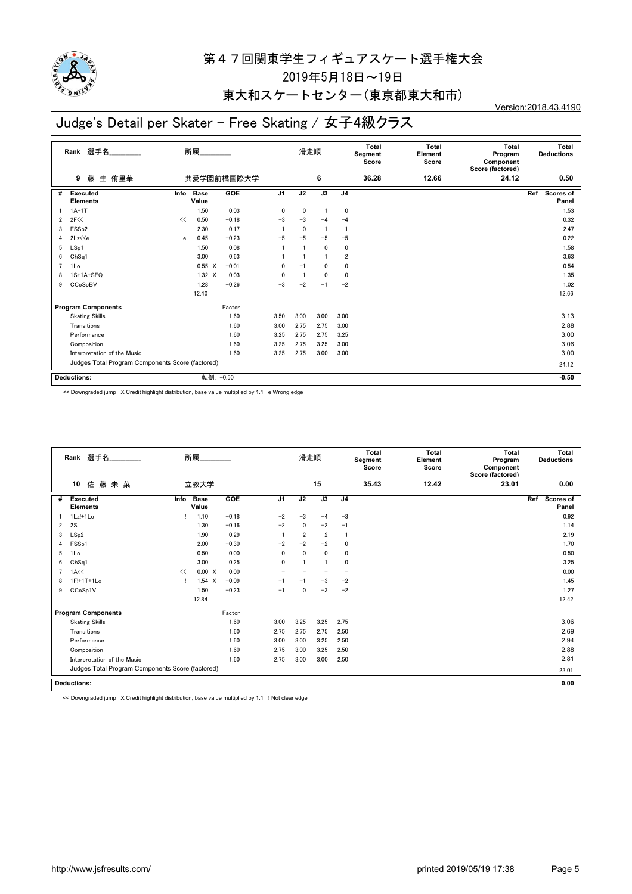# 第４７回関東学生フィギュアスケート選手権大会

2019年5月18日～19日

東大和スケートセンター（東京都東大和市）

Version:2018.43.4190

## Judge's Detail per Skater - Free Skating / 女子4級クラス

| Rank | 選手名 | 所属 | 滑走順 | Total Segment Score | Total Element Score | Total Program Component Score (factored) | Total Deductions |
|---|---|---|---|---|---|---|---|
| 9 | 藤 生 侑里華 | 共愛学園前橋国際大学 | 6 | 36.28 | 12.66 | 24.12 | 0.50 |

| # | Executed Elements | Info | Base Value | | GOE | J1 | J2 | J3 | J4 | Ref | Scores of Panel |
|---|---|---|---|---|---|---|---|---|---|---|---|
| 1 | 1A+1T | | 1.50 | | 0.03 | 0 | 0 | 1 | 0 | | 1.53 |
| 2 | 2F<< | << | 0.50 | | −0.18 | −3 | −3 | −4 | −4 | | 0.32 |
| 3 | FSSp2 | | 2.30 | | 0.17 | 1 | 0 | 1 | 1 | | 2.47 |
| 4 | 2Lz<<e | e | 0.45 | | −0.23 | −5 | −5 | −5 | −5 | | 0.22 |
| 5 | LSp1 | | 1.50 | | 0.08 | 1 | 1 | 0 | 0 | | 1.58 |
| 6 | ChSq1 | | 3.00 | | 0.63 | 1 | 1 | 1 | 2 | | 3.63 |
| 7 | 1Lo | | 0.55 | X | −0.01 | 0 | −1 | 0 | 0 | | 0.54 |
| 8 | 1S+1A+SEQ | | 1.32 | X | 0.03 | 0 | 1 | 0 | 0 | | 1.35 |
| 9 | CCoSpBV | | 1.28 | | −0.26 | −3 | −2 | −1 | −2 | | 1.02 |
| | | | 12.40 | | | | | | | | 12.66 |

| Program Components | Factor | J1 | J2 | J3 | J4 | Scores of Panel |
|---|---|---|---|---|---|---|
| Skating Skills | 1.60 | 3.50 | 3.00 | 3.00 | 3.00 | 3.13 |
| Transitions | 1.60 | 3.00 | 2.75 | 2.75 | 3.00 | 2.88 |
| Performance | 1.60 | 3.25 | 2.75 | 2.75 | 3.25 | 3.00 |
| Composition | 1.60 | 3.25 | 2.75 | 3.25 | 3.00 | 3.06 |
| Interpretation of the Music | 1.60 | 3.25 | 2.75 | 3.00 | 3.00 | 3.00 |
| Judges Total Program Components Score (factored) | | | | | | 24.12 |

| Deductions: | 転倒: −0.50 | −0.50 |
|---|---|---|

<< Downgraded jump X Credit highlight distribution, base value multiplied by 1.1 e Wrong edge

| Rank | 選手名 | 所属 | 滑走順 | Total Segment Score | Total Element Score | Total Program Component Score (factored) | Total Deductions |
|---|---|---|---|---|---|---|---|
| 10 | 佐 藤 未 菜 | 立教大学 | 15 | 35.43 | 12.42 | 23.01 | 0.00 |

| # | Executed Elements | Info | Base Value | | GOE | J1 | J2 | J3 | J4 | Ref | Scores of Panel |
|---|---|---|---|---|---|---|---|---|---|---|---|
| 1 | 1Lz!+1Lo | ! | 1.10 | | −0.18 | −2 | −3 | −4 | −3 | | 0.92 |
| 2 | 2S | | 1.30 | | −0.16 | −2 | 0 | −2 | −1 | | 1.14 |
| 3 | LSp2 | | 1.90 | | 0.29 | 1 | 2 | 2 | 1 | | 2.19 |
| 4 | FSSp1 | | 2.00 | | −0.30 | −2 | −2 | −2 | 0 | | 1.70 |
| 5 | 1Lo | | 0.50 | | 0.00 | 0 | 0 | 0 | 0 | | 0.50 |
| 6 | ChSq1 | | 3.00 | | 0.25 | 0 | 1 | 1 | 0 | | 3.25 |
| 7 | 1A<< | << | 0.00 | X | 0.00 | − | − | − | − | | 0.00 |
| 8 | 1F!+1T+1Lo | ! | 1.54 | X | −0.09 | −1 | −1 | −3 | −2 | | 1.45 |
| 9 | CCoSp1V | | 1.50 | | −0.23 | −1 | 0 | −3 | −2 | | 1.27 |
| | | | 12.84 | | | | | | | | 12.42 |

| Program Components | Factor | J1 | J2 | J3 | J4 | Scores of Panel |
|---|---|---|---|---|---|---|
| Skating Skills | 1.60 | 3.00 | 3.25 | 3.25 | 2.75 | 3.06 |
| Transitions | 1.60 | 2.75 | 2.75 | 2.75 | 2.50 | 2.69 |
| Performance | 1.60 | 3.00 | 3.00 | 3.25 | 2.50 | 2.94 |
| Composition | 1.60 | 2.75 | 3.00 | 3.25 | 2.50 | 2.88 |
| Interpretation of the Music | 1.60 | 2.75 | 3.00 | 3.00 | 2.50 | 2.81 |
| Judges Total Program Components Score (factored) | | | | | | 23.01 |

| Deductions: | | 0.00 |
|---|---|---|

<< Downgraded jump X Credit highlight distribution, base value multiplied by 1.1 ! Not clear edge

http://www.jsfresults.com/ printed 2019/05/19 17:38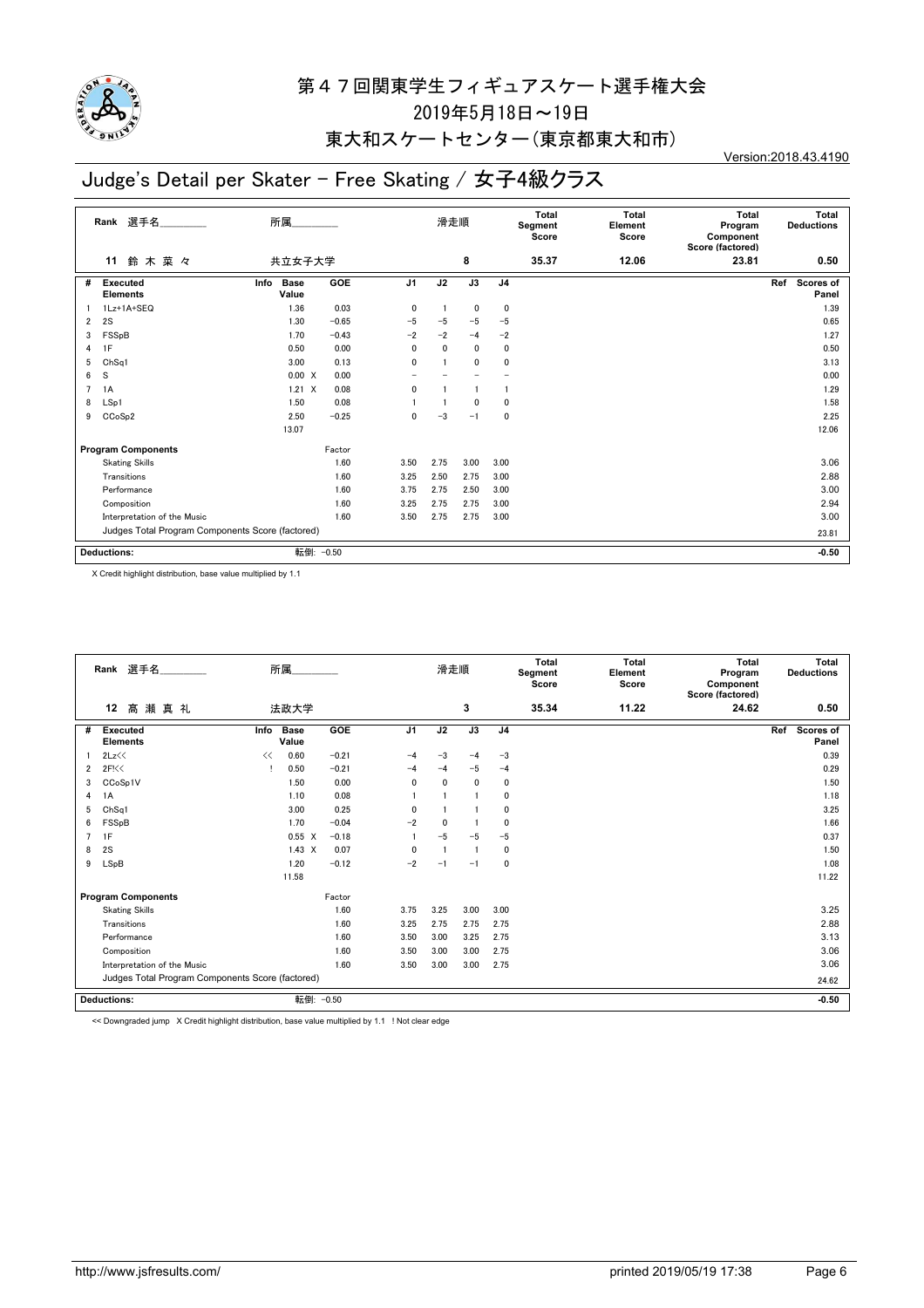# 第４７回関東学生フィギュアスケート選手権大会

2019年5月18日～19日

東大和スケートセンター(東京都東大和市)

Version:2018.43.4190

## Judge's Detail per Skater - Free Skating / 女子4級クラス

| Rank | 選手名 | 所属 | 滑走順 | Total Segment Score | Total Element Score | Total Program Component Score (factored) | Total Deductions |
|---|---|---|---|---|---|---|---|
| 11 | 鈴 木 菜 々 | 共立女子大学 | 8 | 35.37 | 12.06 | 23.81 | 0.50 |

| # | Executed Elements | Info | Base Value | GOE | J1 | J2 | J3 | J4 | Ref | Scores of Panel |
|---|---|---|---|---|---|---|---|---|---|---|
| 1 | 1Lz+1A+SEQ | | 1.36 | 0.03 | 0 | 1 | 0 | 0 | | 1.39 |
| 2 | 2S | | 1.30 | −0.65 | −5 | −5 | −5 | −5 | | 0.65 |
| 3 | FSSpB | | 1.70 | −0.43 | −2 | −2 | −4 | −2 | | 1.27 |
| 4 | 1F | | 0.50 | 0.00 | 0 | 0 | 0 | 0 | | 0.50 |
| 5 | ChSq1 | | 3.00 | 0.13 | 0 | 1 | 0 | 0 | | 3.13 |
| 6 | S | | 0.00 X | 0.00 | − | − | − | − | | 0.00 |
| 7 | 1A | | 1.21 X | 0.08 | 0 | 1 | 1 | 1 | | 1.29 |
| 8 | LSp1 | | 1.50 | 0.08 | 1 | 1 | 0 | 0 | | 1.58 |
| 9 | CCoSp2 | | 2.50 | −0.25 | 0 | −3 | −1 | 0 | | 2.25 |
| | | | 13.07 | | | | | | | 12.06 |

| Program Components | Factor | J1 | J2 | J3 | J4 | Scores of Panel |
|---|---|---|---|---|---|---|
| Skating Skills | 1.60 | 3.50 | 2.75 | 3.00 | 3.00 | 3.06 |
| Transitions | 1.60 | 3.25 | 2.50 | 2.75 | 3.00 | 2.88 |
| Performance | 1.60 | 3.75 | 2.75 | 2.50 | 3.00 | 3.00 |
| Composition | 1.60 | 3.25 | 2.75 | 2.75 | 3.00 | 2.94 |
| Interpretation of the Music | 1.60 | 3.50 | 2.75 | 2.75 | 3.00 | 3.00 |
| Judges Total Program Components Score (factored) | | | | | | 23.81 |

| Deductions: | 転倒: −0.50 | −0.50 |
|---|---|---|

X Credit highlight distribution, base value multiplied by 1.1

| Rank | 選手名 | 所属 | 滑走順 | Total Segment Score | Total Element Score | Total Program Component Score (factored) | Total Deductions |
|---|---|---|---|---|---|---|---|
| 12 | 高 瀬 真 礼 | 法政大学 | 3 | 35.34 | 11.22 | 24.62 | 0.50 |

| # | Executed Elements | Info | Base Value | GOE | J1 | J2 | J3 | J4 | Ref | Scores of Panel |
|---|---|---|---|---|---|---|---|---|---|---|
| 1 | 2Lz<< | << | 0.60 | −0.21 | −4 | −3 | −4 | −3 | | 0.39 |
| 2 | 2F!<< | ! | 0.50 | −0.21 | −4 | −4 | −5 | −4 | | 0.29 |
| 3 | CCoSp1V | | 1.50 | 0.00 | 0 | 0 | 0 | 0 | | 1.50 |
| 4 | 1A | | 1.10 | 0.08 | 1 | 1 | 1 | 0 | | 1.18 |
| 5 | ChSq1 | | 3.00 | 0.25 | 0 | 1 | 1 | 0 | | 3.25 |
| 6 | FSSpB | | 1.70 | −0.04 | −2 | 0 | 1 | 0 | | 1.66 |
| 7 | 1F | | 0.55 X | −0.18 | 1 | −5 | −5 | −5 | | 0.37 |
| 8 | 2S | | 1.43 X | 0.07 | 0 | 1 | 1 | 0 | | 1.50 |
| 9 | LSpB | | 1.20 | −0.12 | −2 | −1 | −1 | 0 | | 1.08 |
| | | | 11.58 | | | | | | | 11.22 |

| Program Components | Factor | J1 | J2 | J3 | J4 | Scores of Panel |
|---|---|---|---|---|---|---|
| Skating Skills | 1.60 | 3.75 | 3.25 | 3.00 | 3.00 | 3.25 |
| Transitions | 1.60 | 3.25 | 2.75 | 2.75 | 2.75 | 2.88 |
| Performance | 1.60 | 3.50 | 3.00 | 3.25 | 2.75 | 3.13 |
| Composition | 1.60 | 3.50 | 3.00 | 3.00 | 2.75 | 3.06 |
| Interpretation of the Music | 1.60 | 3.50 | 3.00 | 3.00 | 2.75 | 3.06 |
| Judges Total Program Components Score (factored) | | | | | | 24.62 |

| Deductions: | 転倒: −0.50 | −0.50 |
|---|---|---|

<< Downgraded jump X Credit highlight distribution, base value multiplied by 1.1 ! Not clear edge

http://www.jsfresults.com/ printed 2019/05/19 17:38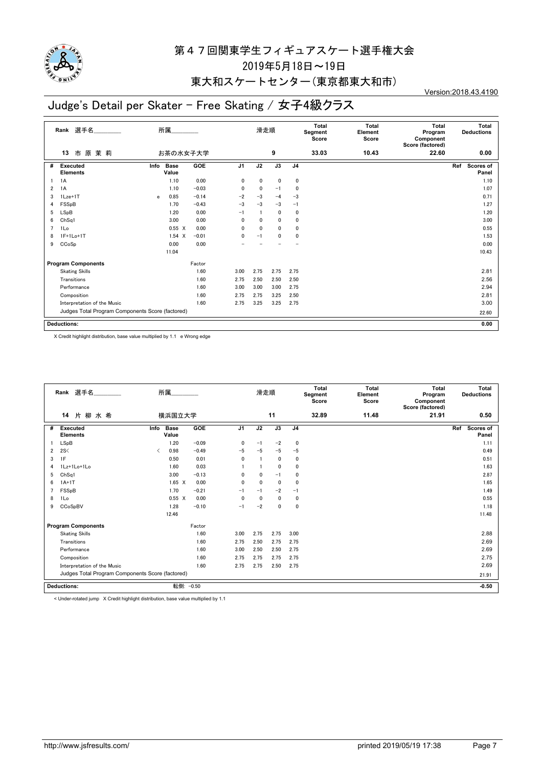# 第４７回関東学生フィギュアスケート選手権大会

2019年5月18日～19日

東大和スケートセンター（東京都東大和市）

Version:2018.43.4190

## Judge's Detail per Skater - Free Skating / 女子4級クラス

| Rank | 選手名 | 所属 | 滑走順 | Total Segment Score | Total Element Score | Total Program Component Score (factored) | Total Deductions |
|---|---|---|---|---|---|---|---|
| 13 | 市 原 茉 莉 | お茶の水女子大学 | 9 | 33.03 | 10.43 | 22.60 | 0.00 |

| # | Executed Elements | Info | Base Value | | GOE | J1 | J2 | J3 | J4 | Ref | Scores of Panel |
|---|---|---|---|---|---|---|---|---|---|---|---|
| 1 | 1A | | 1.10 | | 0.00 | 0 | 0 | 0 | 0 | | 1.10 |
| 2 | 1A | | 1.10 | | −0.03 | 0 | 0 | −1 | 0 | | 1.07 |
| 3 | 1Lze+1T | e | 0.85 | | −0.14 | −2 | −3 | −4 | −3 | | 0.71 |
| 4 | FSSpB | | 1.70 | | −0.43 | −3 | −3 | −3 | −1 | | 1.27 |
| 5 | LSpB | | 1.20 | | 0.00 | −1 | 1 | 0 | 0 | | 1.20 |
| 6 | ChSq1 | | 3.00 | | 0.00 | 0 | 0 | 0 | 0 | | 3.00 |
| 7 | 1Lo | | 0.55 | X | 0.00 | 0 | 0 | 0 | 0 | | 0.55 |
| 8 | 1F+1Lo+1T | | 1.54 | X | −0.01 | 0 | −1 | 0 | 0 | | 1.53 |
| 9 | CCoSp | | 0.00 | | 0.00 | − | − | − | − | | 0.00 |
| | | | 11.04 | | | | | | | | 10.43 |

| Program Components | Factor | J1 | J2 | J3 | J4 | Scores of Panel |
|---|---|---|---|---|---|---|
| Skating Skills | 1.60 | 3.00 | 2.75 | 2.75 | 2.75 | 2.81 |
| Transitions | 1.60 | 2.75 | 2.50 | 2.50 | 2.50 | 2.56 |
| Performance | 1.60 | 3.00 | 3.00 | 3.00 | 2.75 | 2.94 |
| Composition | 1.60 | 2.75 | 2.75 | 3.25 | 2.50 | 2.81 |
| Interpretation of the Music | 1.60 | 2.75 | 3.25 | 3.25 | 2.75 | 3.00 |
| Judges Total Program Components Score (factored) | | | | | | 22.60 |

**Deductions:** 0.00

X Credit highlight distribution, base value multiplied by 1.1　e Wrong edge

| Rank | 選手名 | 所属 | 滑走順 | Total Segment Score | Total Element Score | Total Program Component Score (factored) | Total Deductions |
|---|---|---|---|---|---|---|---|
| 14 | 片 柳 水 希 | 横浜国立大学 | 11 | 32.89 | 11.48 | 21.91 | 0.50 |

| # | Executed Elements | Info | Base Value | | GOE | J1 | J2 | J3 | J4 | Ref | Scores of Panel |
|---|---|---|---|---|---|---|---|---|---|---|---|
| 1 | LSpB | | 1.20 | | −0.09 | 0 | −1 | −2 | 0 | | 1.11 |
| 2 | 2S< | < | 0.98 | | −0.49 | −5 | −5 | −5 | −5 | | 0.49 |
| 3 | 1F | | 0.50 | | 0.01 | 0 | 1 | 0 | 0 | | 0.51 |
| 4 | 1Lz+1Lo+1Lo | | 1.60 | | 0.03 | 1 | 1 | 0 | 0 | | 1.63 |
| 5 | ChSq1 | | 3.00 | | −0.13 | 0 | 0 | −1 | 0 | | 2.87 |
| 6 | 1A+1T | | 1.65 | X | 0.00 | 0 | 0 | 0 | 0 | | 1.65 |
| 7 | FSSpB | | 1.70 | | −0.21 | −1 | −1 | −2 | −1 | | 1.49 |
| 8 | 1Lo | | 0.55 | X | 0.00 | 0 | 0 | 0 | 0 | | 0.55 |
| 9 | CCoSpBV | | 1.28 | | −0.10 | −1 | −2 | 0 | 0 | | 1.18 |
| | | | 12.46 | | | | | | | | 11.48 |

| Program Components | Factor | J1 | J2 | J3 | J4 | Scores of Panel |
|---|---|---|---|---|---|---|
| Skating Skills | 1.60 | 3.00 | 2.75 | 2.75 | 3.00 | 2.88 |
| Transitions | 1.60 | 2.75 | 2.50 | 2.75 | 2.75 | 2.69 |
| Performance | 1.60 | 3.00 | 2.50 | 2.50 | 2.75 | 2.69 |
| Composition | 1.60 | 2.75 | 2.75 | 2.75 | 2.75 | 2.75 |
| Interpretation of the Music | 1.60 | 2.75 | 2.75 | 2.50 | 2.75 | 2.69 |
| Judges Total Program Components Score (factored) | | | | | | 21.91 |

**Deductions:** 転倒: −0.50　　−0.50

< Under-rotated jump　X Credit highlight distribution, base value multiplied by 1.1

http://www.jsfresults.com/　　printed 2019/05/19 17:38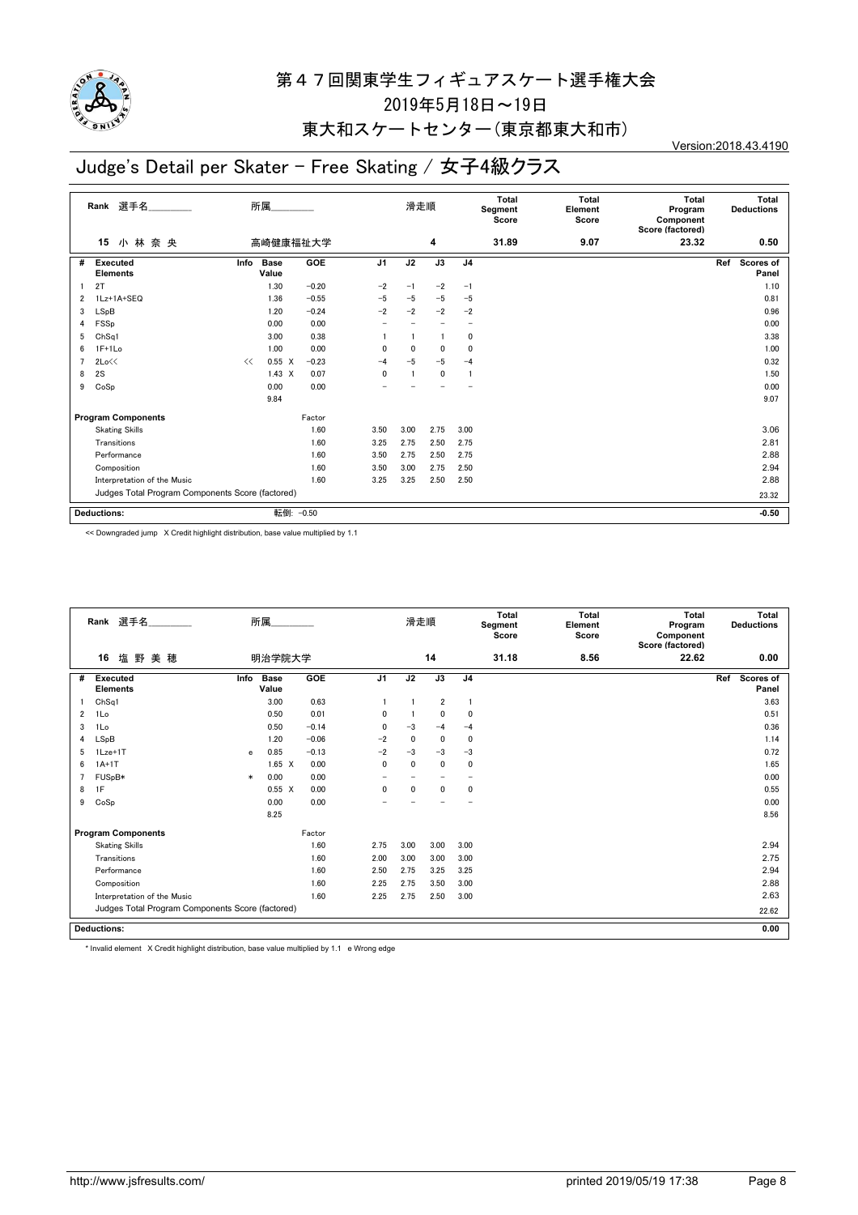# 第４７回関東学生フィギュアスケート選手権大会

2019年5月18日～19日

東大和スケートセンター（東京都東大和市）

Version:2018.43.4190

## Judge's Detail per Skater - Free Skating / 女子4級クラス

| Rank | 選手名 | 所属 | 滑走順 | Total Segment Score | Total Element Score | Total Program Component Score (factored) | Total Deductions |
|---|---|---|---|---|---|---|---|
| 15 | 小 林 奈 央 | 高崎健康福祉大学 | 4 | 31.89 | 9.07 | 23.32 | 0.50 |

| # | Executed Elements | Info | Base Value | GOE | J1 | J2 | J3 | J4 | Ref | Scores of Panel |
|---|---|---|---|---|---|---|---|---|---|---|
| 1 | 2T | | 1.30 | -0.20 | -2 | -1 | -2 | -1 | | 1.10 |
| 2 | 1Lz+1A+SEQ | | 1.36 | -0.55 | -5 | -5 | -5 | -5 | | 0.81 |
| 3 | LSpB | | 1.20 | -0.24 | -2 | -2 | -2 | -2 | | 0.96 |
| 4 | FSSp | | 0.00 | 0.00 | - | - | - | - | | 0.00 |
| 5 | ChSq1 | | 3.00 | 0.38 | 1 | 1 | 1 | 0 | | 3.38 |
| 6 | 1F+1Lo | | 1.00 | 0.00 | 0 | 0 | 0 | 0 | | 1.00 |
| 7 | 2Lo<< | << | 0.55 X | -0.23 | -4 | -5 | -5 | -4 | | 0.32 |
| 8 | 2S | | 1.43 X | 0.07 | 0 | 1 | 0 | 1 | | 1.50 |
| 9 | CoSp | | 0.00 | 0.00 | - | - | - | - | | 0.00 |
| | | | 9.84 | | | | | | | 9.07 |

| Program Components | Factor | J1 | J2 | J3 | J4 | Scores of Panel |
|---|---|---|---|---|---|---|
| Skating Skills | 1.60 | 3.50 | 3.00 | 2.75 | 3.00 | 3.06 |
| Transitions | 1.60 | 3.25 | 2.75 | 2.50 | 2.75 | 2.81 |
| Performance | 1.60 | 3.50 | 2.75 | 2.50 | 2.75 | 2.88 |
| Composition | 1.60 | 3.50 | 3.00 | 2.75 | 2.50 | 2.94 |
| Interpretation of the Music | 1.60 | 3.25 | 3.25 | 2.50 | 2.50 | 2.88 |
| Judges Total Program Components Score (factored) | | | | | | 23.32 |

Deductions: 転倒: -0.50 　 -0.50

<< Downgraded jump X Credit highlight distribution, base value multiplied by 1.1

| Rank | 選手名 | 所属 | 滑走順 | Total Segment Score | Total Element Score | Total Program Component Score (factored) | Total Deductions |
|---|---|---|---|---|---|---|---|
| 16 | 塩 野 美 穂 | 明治学院大学 | 14 | 31.18 | 8.56 | 22.62 | 0.00 |

| # | Executed Elements | Info | Base Value | GOE | J1 | J2 | J3 | J4 | Ref | Scores of Panel |
|---|---|---|---|---|---|---|---|---|---|---|
| 1 | ChSq1 | | 3.00 | 0.63 | 1 | 1 | 2 | 1 | | 3.63 |
| 2 | 1Lo | | 0.50 | 0.01 | 0 | 1 | 0 | 0 | | 0.51 |
| 3 | 1Lo | | 0.50 | -0.14 | 0 | -3 | -4 | -4 | | 0.36 |
| 4 | LSpB | | 1.20 | -0.06 | -2 | 0 | 0 | 0 | | 1.14 |
| 5 | 1Lze+1T | e | 0.85 | -0.13 | -2 | -3 | -3 | -3 | | 0.72 |
| 6 | 1A+1T | | 1.65 X | 0.00 | 0 | 0 | 0 | 0 | | 1.65 |
| 7 | FUSpB* | * | 0.00 | 0.00 | - | - | - | - | | 0.00 |
| 8 | 1F | | 0.55 X | 0.00 | 0 | 0 | 0 | 0 | | 0.55 |
| 9 | CoSp | | 0.00 | 0.00 | - | - | - | - | | 0.00 |
| | | | 8.25 | | | | | | | 8.56 |

| Program Components | Factor | J1 | J2 | J3 | J4 | Scores of Panel |
|---|---|---|---|---|---|---|
| Skating Skills | 1.60 | 2.75 | 3.00 | 3.00 | 3.00 | 2.94 |
| Transitions | 1.60 | 2.00 | 3.00 | 3.00 | 3.00 | 2.75 |
| Performance | 1.60 | 2.50 | 2.75 | 3.25 | 3.25 | 2.94 |
| Composition | 1.60 | 2.25 | 2.75 | 3.50 | 3.00 | 2.88 |
| Interpretation of the Music | 1.60 | 2.25 | 2.75 | 2.50 | 3.00 | 2.63 |
| Judges Total Program Components Score (factored) | | | | | | 22.62 |

Deductions: 0.00

* Invalid element X Credit highlight distribution, base value multiplied by 1.1 e Wrong edge

http://www.jsfresults.com/ printed 2019/05/19 17:38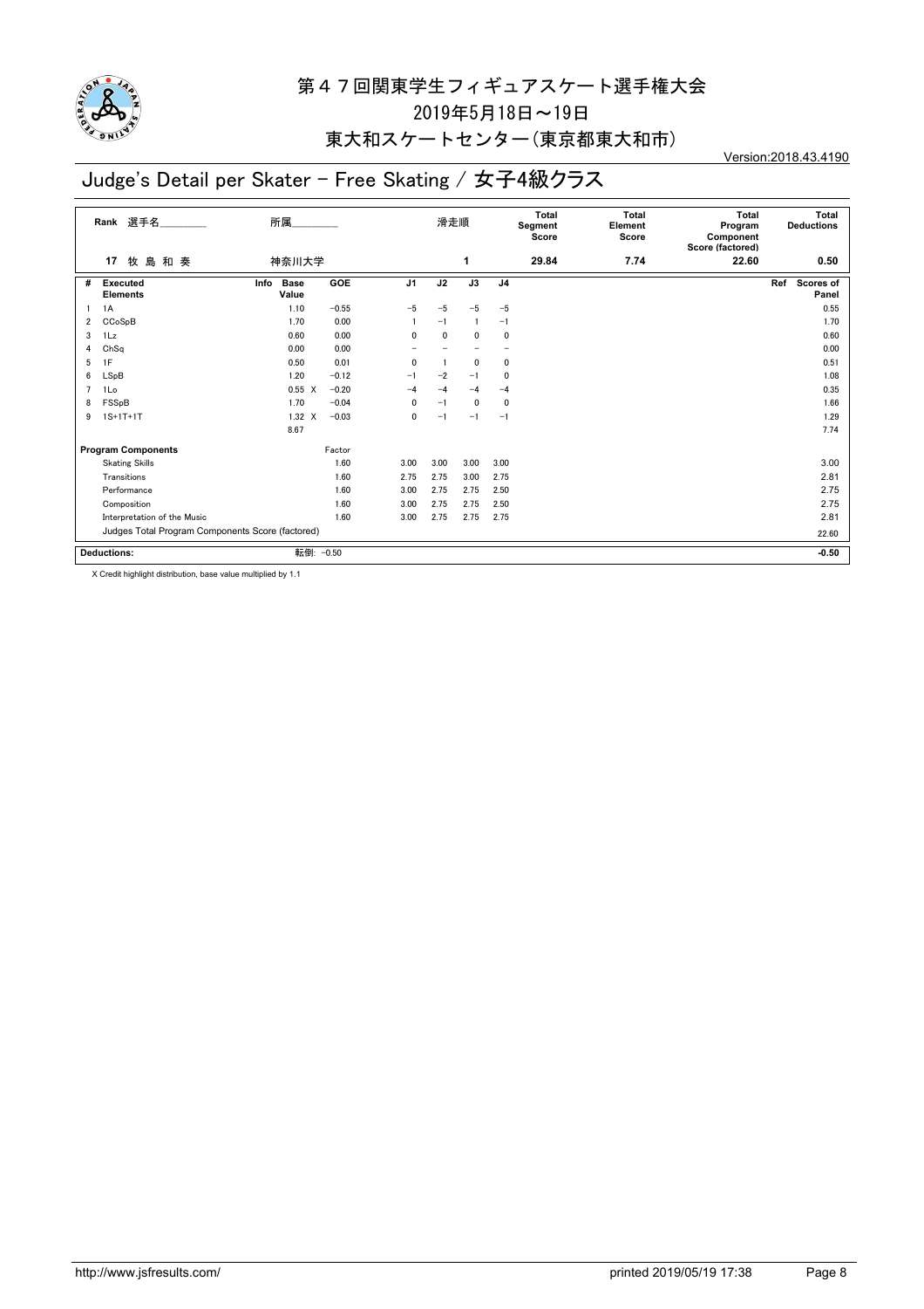# 第４７回関東学生フィギュアスケート選手権大会

2019年5月18日～19日

東大和スケートセンター（東京都東大和市）

Version:2018.43.4190

## Judge's Detail per Skater - Free Skating / 女子4級クラス

| Rank | 選手名 | 所属 | 滑走順 | Total Segment Score | Total Element Score | Total Program Component Score (factored) | Total Deductions |
|---|---|---|---|---|---|---|---|
| 17 | 牧 島 和 奏 | 神奈川大学 | 1 | 29.84 | 7.74 | 22.60 | 0.50 |

| # | Executed Elements | Info | Base Value | GOE | J1 | J2 | J3 | J4 | Ref | Scores of Panel |
|---|---|---|---|---|---|---|---|---|---|---|
| 1 | 1A | | 1.10 | −0.55 | −5 | −5 | −5 | −5 | | 0.55 |
| 2 | CCoSpB | | 1.70 | 0.00 | 1 | −1 | 1 | −1 | | 1.70 |
| 3 | 1Lz | | 0.60 | 0.00 | 0 | 0 | 0 | 0 | | 0.60 |
| 4 | ChSq | | 0.00 | 0.00 | − | − | − | − | | 0.00 |
| 5 | 1F | | 0.50 | 0.01 | 0 | 1 | 0 | 0 | | 0.51 |
| 6 | LSpB | | 1.20 | −0.12 | −1 | −2 | −1 | 0 | | 1.08 |
| 7 | 1Lo | | 0.55 X | −0.20 | −4 | −4 | −4 | −4 | | 0.35 |
| 8 | FSSpB | | 1.70 | −0.04 | 0 | −1 | 0 | 0 | | 1.66 |
| 9 | 1S+1T+1T | | 1.32 X | −0.03 | 0 | −1 | −1 | −1 | | 1.29 |
| | | | 8.67 | | | | | | | 7.74 |

| Program Components | Factor | J1 | J2 | J3 | J4 | Scores of Panel |
|---|---|---|---|---|---|---|
| Skating Skills | 1.60 | 3.00 | 3.00 | 3.00 | 3.00 | 3.00 |
| Transitions | 1.60 | 2.75 | 2.75 | 3.00 | 2.75 | 2.81 |
| Performance | 1.60 | 3.00 | 2.75 | 2.75 | 2.50 | 2.75 |
| Composition | 1.60 | 3.00 | 2.75 | 2.75 | 2.50 | 2.75 |
| Interpretation of the Music | 1.60 | 3.00 | 2.75 | 2.75 | 2.75 | 2.81 |
| Judges Total Program Components Score (factored) | | | | | | 22.60 |

| Deductions: | 転倒: −0.50 | -0.50 |
|---|---|---|

X Credit highlight distribution, base value multiplied by 1.1

http://www.jsfresults.com/ printed 2019/05/19 17:38